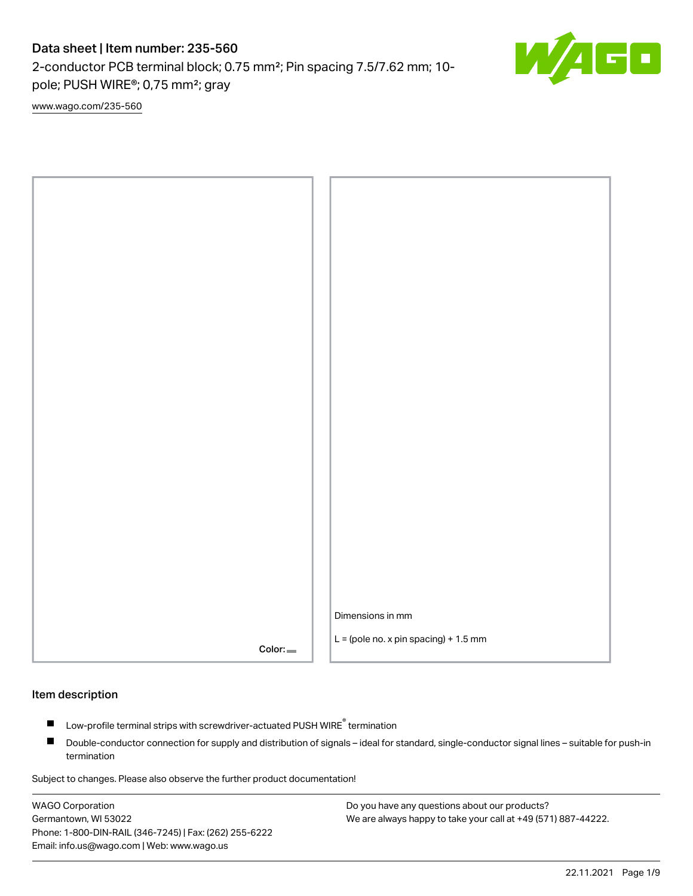# Data sheet | Item number: 235-560

2-conductor PCB terminal block; 0.75 mm²; Pin spacing 7.5/7.62 mm; 10-pole; PUSH WIRE®; 0,75 mm²; gray

www.wago.com/235-560

Color:

Dimensions in mm

L = (pole no. x pin spacing) + 1.5 mm

## Item description

- Low-profile terminal strips with screwdriver-actuated PUSH WIRE® termination
- Double-conductor connection for supply and distribution of signals – ideal for standard, single-conductor signal lines – suitable for push-in termination

Subject to changes. Please also observe the further product documentation!

WAGO Corporation
Germantown, WI 53022
Phone: 1-800-DIN-RAIL (346-7245) | Fax: (262) 255-6222
Email: info.us@wago.com | Web: www.wago.us

Do you have any questions about our products?
We are always happy to take your call at +49 (571) 887-44222.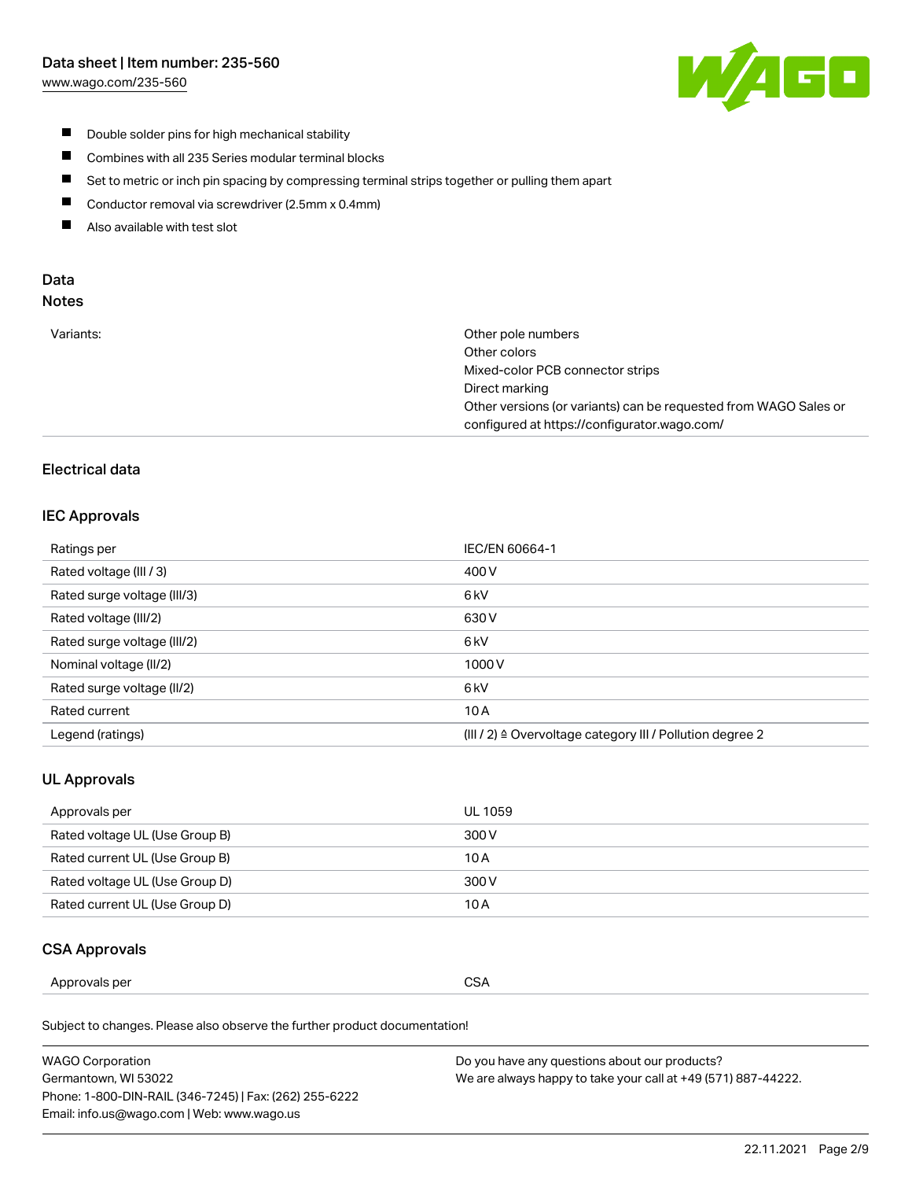- Double solder pins for high mechanical stability
- Combines with all 235 Series modular terminal blocks
- Set to metric or inch pin spacing by compressing terminal strips together or pulling them apart
- Conductor removal via screwdriver (2.5mm x 0.4mm)
- Also available with test slot

## Data

### Notes

| | |
|---|---|
| Variants: | Other pole numbers<br>Other colors<br>Mixed-color PCB connector strips<br>Direct marking<br>Other versions (or variants) can be requested from WAGO Sales or configured at https://configurator.wago.com/ |

## Electrical data

### IEC Approvals

| | |
|---|---|
| Ratings per | IEC/EN 60664-1 |
| Rated voltage (III / 3) | 400 V |
| Rated surge voltage (III/3) | 6 kV |
| Rated voltage (III/2) | 630 V |
| Rated surge voltage (III/2) | 6 kV |
| Nominal voltage (II/2) | 1000 V |
| Rated surge voltage (II/2) | 6 kV |
| Rated current | 10 A |
| Legend (ratings) | (III / 2) ≙ Overvoltage category III / Pollution degree 2 |

### UL Approvals

| | |
|---|---|
| Approvals per | UL 1059 |
| Rated voltage UL (Use Group B) | 300 V |
| Rated current UL (Use Group B) | 10 A |
| Rated voltage UL (Use Group D) | 300 V |
| Rated current UL (Use Group D) | 10 A |

### CSA Approvals

| | |
|---|---|
| Approvals per | CSA |

Subject to changes. Please also observe the further product documentation!

WAGO Corporation
Germantown, WI 53022
Phone: 1-800-DIN-RAIL (346-7245) | Fax: (262) 255-6222
Email: info.us@wago.com | Web: www.wago.us

Do you have any questions about our products?
We are always happy to take your call at +49 (571) 887-44222.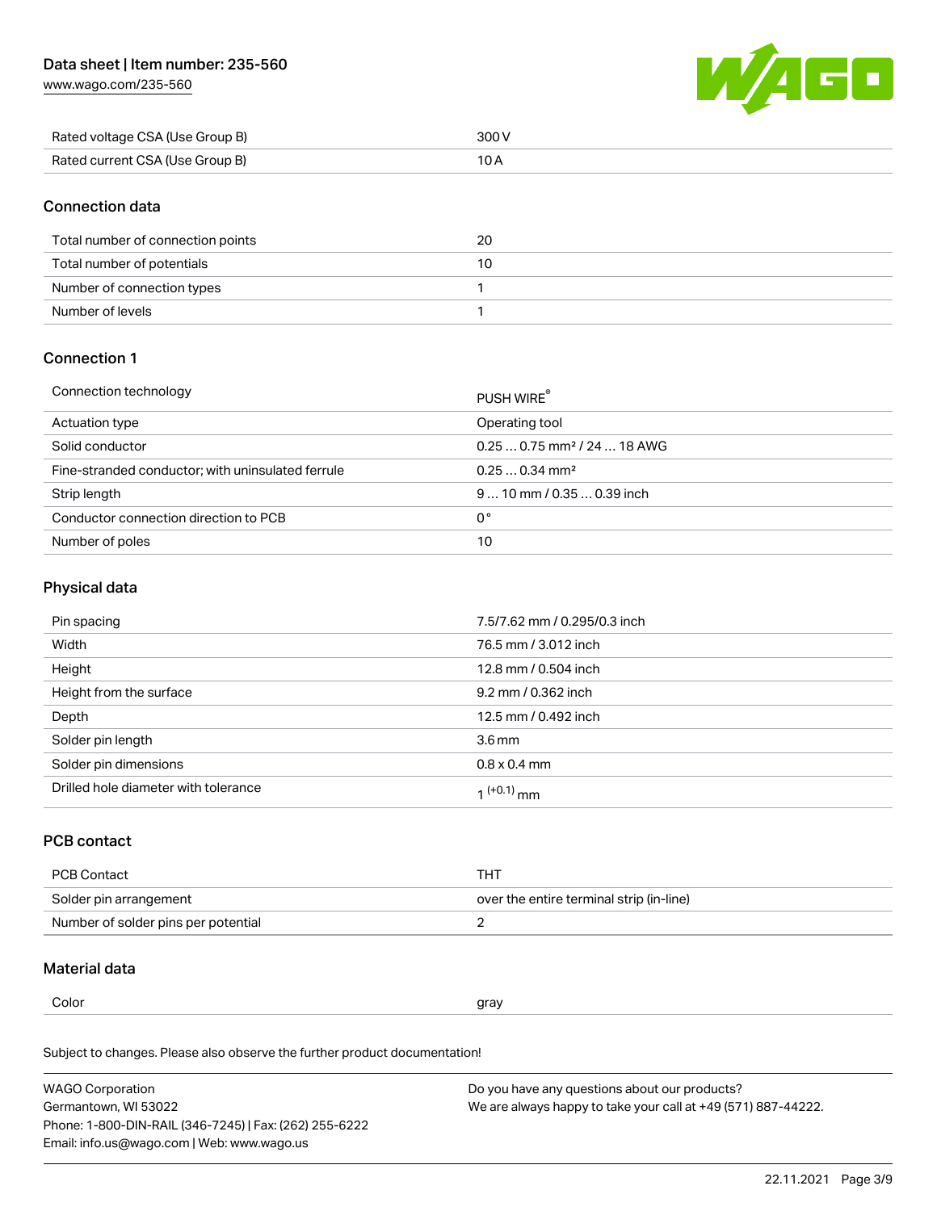| Rated voltage CSA (Use Group B) | 300 V |
| --- | --- |
| Rated current CSA (Use Group B) | 10 A |

## Connection data

| Total number of connection points | 20 |
| --- | --- |
| Total number of potentials | 10 |
| Number of connection types | 1 |
| Number of levels | 1 |

## Connection 1

| Connection technology | PUSH WIRE® |
| --- | --- |
| Actuation type | Operating tool |
| Solid conductor | 0.25 … 0.75 mm² / 24 … 18 AWG |
| Fine-stranded conductor; with uninsulated ferrule | 0.25 … 0.34 mm² |
| Strip length | 9 … 10 mm / 0.35 … 0.39 inch |
| Conductor connection direction to PCB | 0 ° |
| Number of poles | 10 |

## Physical data

| Pin spacing | 7.5/7.62 mm / 0.295/0.3 inch |
| --- | --- |
| Width | 76.5 mm / 3.012 inch |
| Height | 12.8 mm / 0.504 inch |
| Height from the surface | 9.2 mm / 0.362 inch |
| Depth | 12.5 mm / 0.492 inch |
| Solder pin length | 3.6 mm |
| Solder pin dimensions | 0.8 x 0.4 mm |
| Drilled hole diameter with tolerance | $1^{(+0.1)}$ mm |

## PCB contact

| PCB Contact | THT |
| --- | --- |
| Solder pin arrangement | over the entire terminal strip (in-line) |
| Number of solder pins per potential | 2 |

## Material data

| Color | gray |
| --- | --- |

Subject to changes. Please also observe the further product documentation!

WAGO Corporation
Germantown, WI 53022
Phone: 1-800-DIN-RAIL (346-7245) | Fax: (262) 255-6222
Email: info.us@wago.com | Web: www.wago.us

Do you have any questions about our products?
We are always happy to take your call at +49 (571) 887-44222.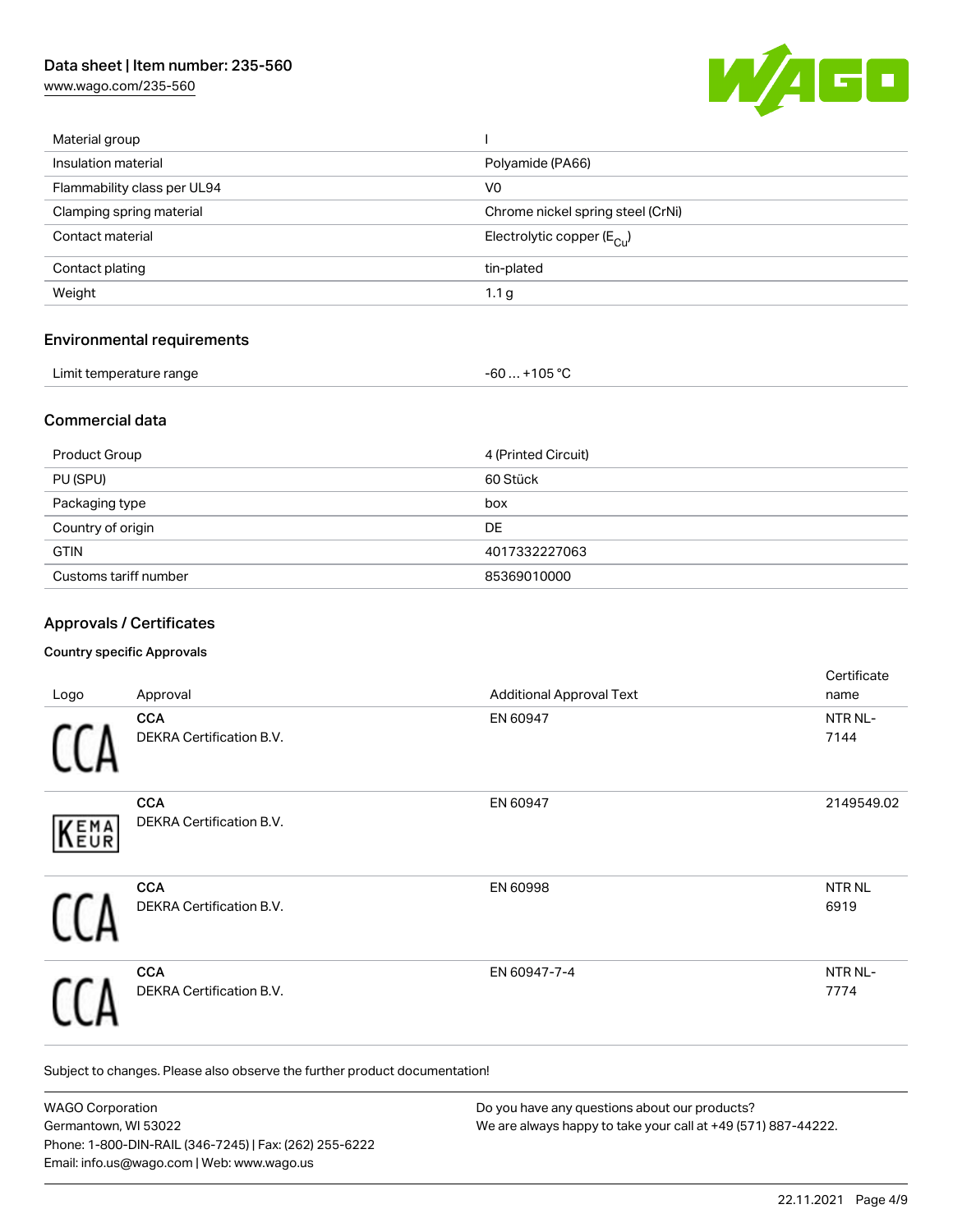| Material group | I |
| --- | --- |
| Insulation material | Polyamide (PA66) |
| Flammability class per UL94 | V0 |
| Clamping spring material | Chrome nickel spring steel (CrNi) |
| Contact material | Electrolytic copper ($E_{Cu}$) |
| Contact plating | tin-plated |
| Weight | 1.1 g |

## Environmental requirements

| Limit temperature range | -60 … +105 °C |
| --- | --- |

## Commercial data

| Product Group | 4 (Printed Circuit) |
| --- | --- |
| PU (SPU) | 60 Stück |
| Packaging type | box |
| Country of origin | DE |
| GTIN | 4017332227063 |
| Customs tariff number | 85369010000 |

## Approvals / Certificates

### Country specific Approvals

| Logo | Approval | Additional Approval Text | Certificate name |
| --- | --- | --- | --- |
| CCA | **CCA** DEKRA Certification B.V. | EN 60947 | NTR NL-7144 |
| KEMA EUR | **CCA** DEKRA Certification B.V. | EN 60947 | 2149549.02 |
| CCA | **CCA** DEKRA Certification B.V. | EN 60998 | NTR NL 6919 |
| CCA | **CCA** DEKRA Certification B.V. | EN 60947-7-4 | NTR NL-7774 |

Subject to changes. Please also observe the further product documentation!

WAGO Corporation
Germantown, WI 53022
Phone: 1-800-DIN-RAIL (346-7245) | Fax: (262) 255-6222
Email: info.us@wago.com | Web: www.wago.us

Do you have any questions about our products?
We are always happy to take your call at +49 (571) 887-44222.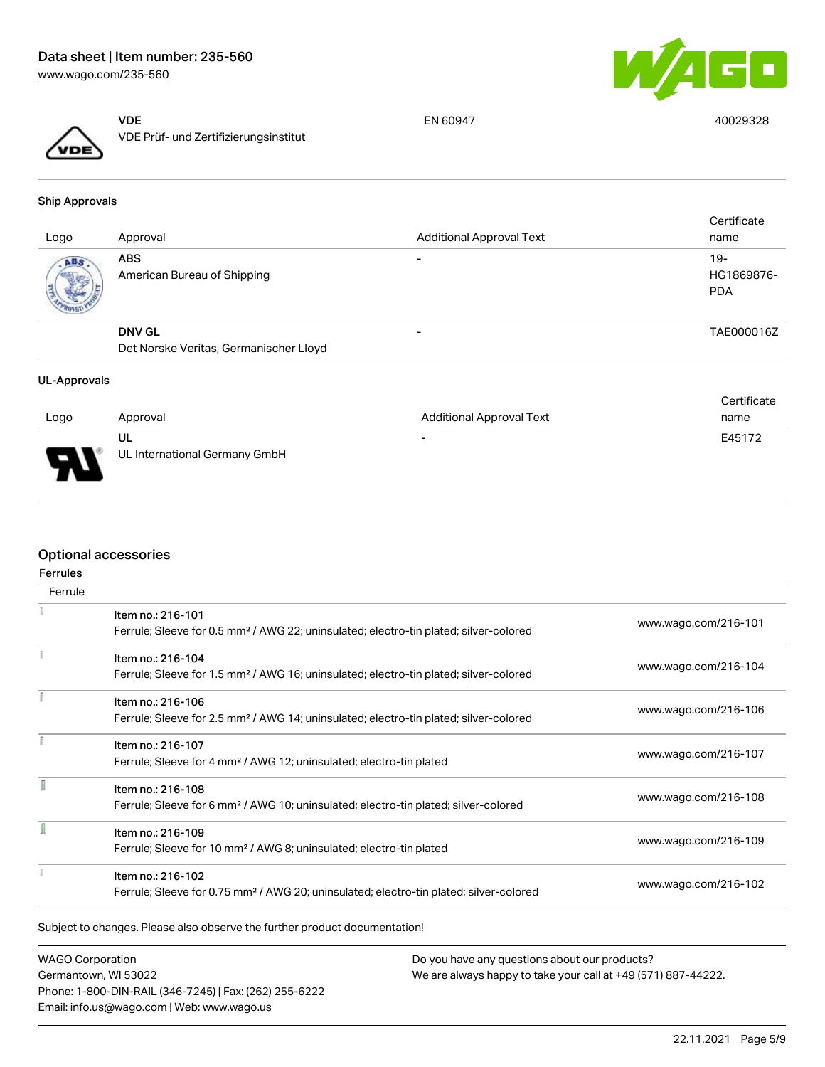| Logo | Approval | Additional Approval Text | Certificate name |
|---|---|---|---|
| | **VDE**<br>VDE Prüf- und Zertifizierungsinstitut | EN 60947 | 40029328 |

**Ship Approvals**

| Logo | Approval | Additional Approval Text | Certificate name |
|---|---|---|---|
| | **ABS**<br>American Bureau of Shipping | - | 19-HG1869876-PDA |
| | **DNV GL**<br>Det Norske Veritas, Germanischer Lloyd | - | TAE000016Z |

**UL-Approvals**

| Logo | Approval | Additional Approval Text | Certificate name |
|---|---|---|---|
| | **UL**<br>UL International Germany GmbH | - | E45172 |

## Optional accessories

**Ferrules**

| Ferrule | | |
|---|---|---|
| | Item no.: 216-101<br>Ferrule; Sleeve for 0.5 mm² / AWG 22; uninsulated; electro-tin plated; silver-colored | www.wago.com/216-101 |
| | Item no.: 216-104<br>Ferrule; Sleeve for 1.5 mm² / AWG 16; uninsulated; electro-tin plated; silver-colored | www.wago.com/216-104 |
| | Item no.: 216-106<br>Ferrule; Sleeve for 2.5 mm² / AWG 14; uninsulated; electro-tin plated; silver-colored | www.wago.com/216-106 |
| | Item no.: 216-107<br>Ferrule; Sleeve for 4 mm² / AWG 12; uninsulated; electro-tin plated | www.wago.com/216-107 |
| | Item no.: 216-108<br>Ferrule; Sleeve for 6 mm² / AWG 10; uninsulated; electro-tin plated; silver-colored | www.wago.com/216-108 |
| | Item no.: 216-109<br>Ferrule; Sleeve for 10 mm² / AWG 8; uninsulated; electro-tin plated | www.wago.com/216-109 |
| | Item no.: 216-102<br>Ferrule; Sleeve for 0.75 mm² / AWG 20; uninsulated; electro-tin plated; silver-colored | www.wago.com/216-102 |

Subject to changes. Please also observe the further product documentation!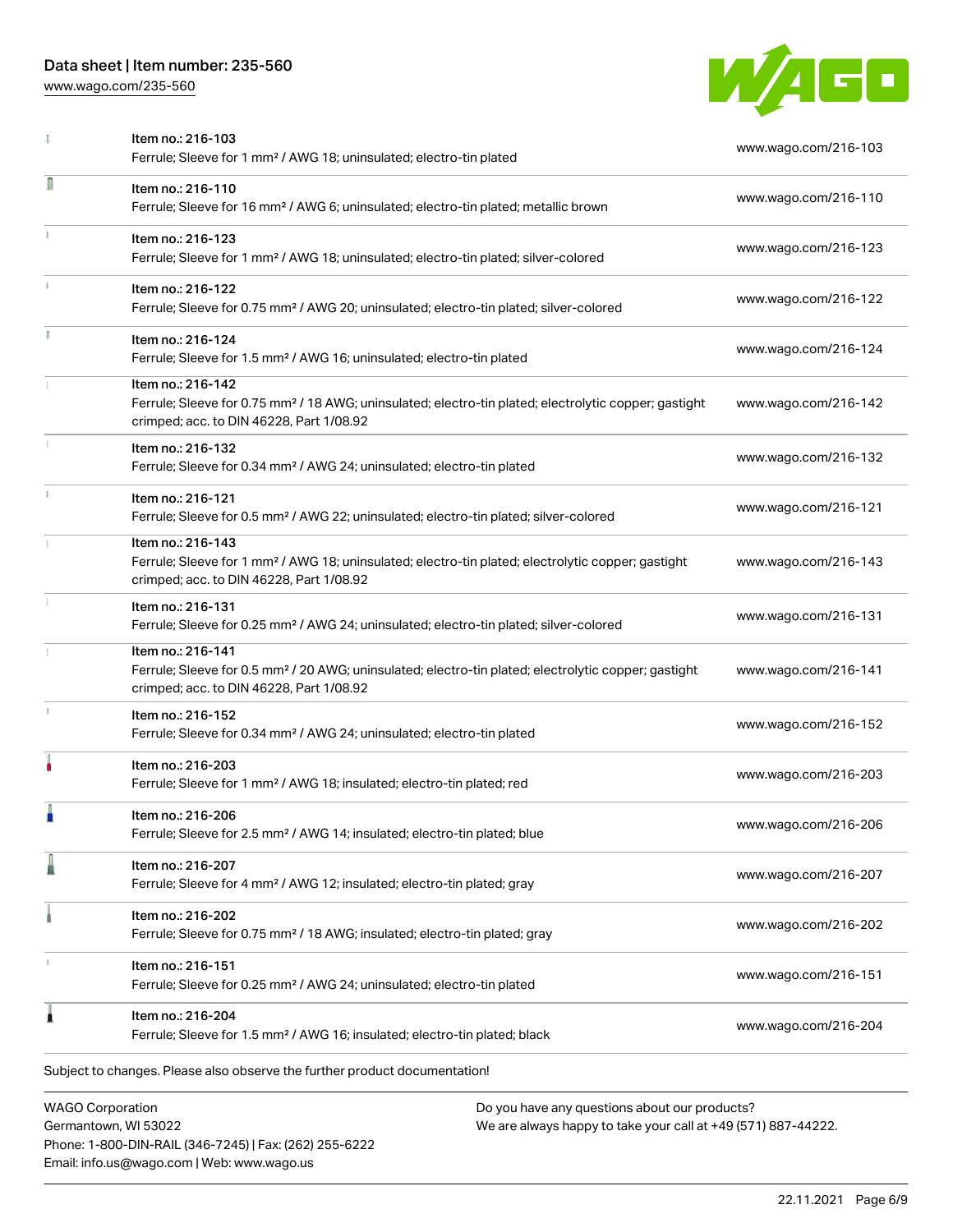| | Item | Link |
| --- | --- | --- |
| | Item no.: 216-103<br>Ferrule; Sleeve for 1 mm² / AWG 18; uninsulated; electro-tin plated | www.wago.com/216-103 |
| | Item no.: 216-110<br>Ferrule; Sleeve for 16 mm² / AWG 6; uninsulated; electro-tin plated; metallic brown | www.wago.com/216-110 |
| | Item no.: 216-123<br>Ferrule; Sleeve for 1 mm² / AWG 18; uninsulated; electro-tin plated; silver-colored | www.wago.com/216-123 |
| | Item no.: 216-122<br>Ferrule; Sleeve for 0.75 mm² / AWG 20; uninsulated; electro-tin plated; silver-colored | www.wago.com/216-122 |
| | Item no.: 216-124<br>Ferrule; Sleeve for 1.5 mm² / AWG 16; uninsulated; electro-tin plated | www.wago.com/216-124 |
| | Item no.: 216-142<br>Ferrule; Sleeve for 0.75 mm² / 18 AWG; uninsulated; electro-tin plated; electrolytic copper; gastight crimped; acc. to DIN 46228, Part 1/08.92 | www.wago.com/216-142 |
| | Item no.: 216-132<br>Ferrule; Sleeve for 0.34 mm² / AWG 24; uninsulated; electro-tin plated | www.wago.com/216-132 |
| | Item no.: 216-121<br>Ferrule; Sleeve for 0.5 mm² / AWG 22; uninsulated; electro-tin plated; silver-colored | www.wago.com/216-121 |
| | Item no.: 216-143<br>Ferrule; Sleeve for 1 mm² / AWG 18; uninsulated; electro-tin plated; electrolytic copper; gastight crimped; acc. to DIN 46228, Part 1/08.92 | www.wago.com/216-143 |
| | Item no.: 216-131<br>Ferrule; Sleeve for 0.25 mm² / AWG 24; uninsulated; electro-tin plated; silver-colored | www.wago.com/216-131 |
| | Item no.: 216-141<br>Ferrule; Sleeve for 0.5 mm² / 20 AWG; uninsulated; electro-tin plated; electrolytic copper; gastight crimped; acc. to DIN 46228, Part 1/08.92 | www.wago.com/216-141 |
| | Item no.: 216-152<br>Ferrule; Sleeve for 0.34 mm² / AWG 24; uninsulated; electro-tin plated | www.wago.com/216-152 |
| | Item no.: 216-203<br>Ferrule; Sleeve for 1 mm² / AWG 18; insulated; electro-tin plated; red | www.wago.com/216-203 |
| | Item no.: 216-206<br>Ferrule; Sleeve for 2.5 mm² / AWG 14; insulated; electro-tin plated; blue | www.wago.com/216-206 |
| | Item no.: 216-207<br>Ferrule; Sleeve for 4 mm² / AWG 12; insulated; electro-tin plated; gray | www.wago.com/216-207 |
| | Item no.: 216-202<br>Ferrule; Sleeve for 0.75 mm² / 18 AWG; insulated; electro-tin plated; gray | www.wago.com/216-202 |
| | Item no.: 216-151<br>Ferrule; Sleeve for 0.25 mm² / AWG 24; uninsulated; electro-tin plated | www.wago.com/216-151 |
| | Item no.: 216-204<br>Ferrule; Sleeve for 1.5 mm² / AWG 16; insulated; electro-tin plated; black | www.wago.com/216-204 |

Subject to changes. Please also observe the further product documentation!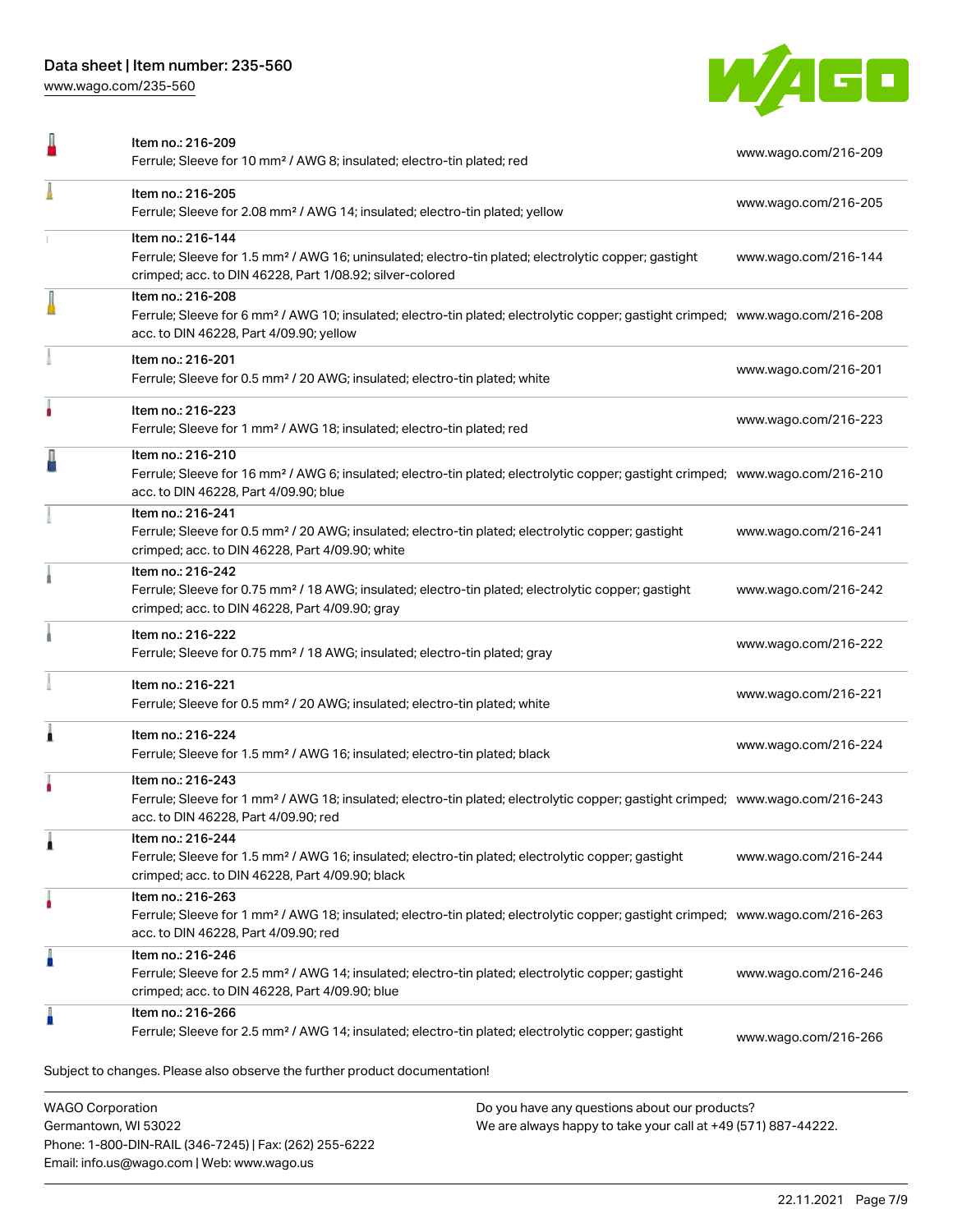| Item | Link |
| --- | --- |
| Item no.: 216-209<br>Ferrule; Sleeve for 10 mm² / AWG 8; insulated; electro-tin plated; red | www.wago.com/216-209 |
| Item no.: 216-205<br>Ferrule; Sleeve for 2.08 mm² / AWG 14; insulated; electro-tin plated; yellow | www.wago.com/216-205 |
| Item no.: 216-144<br>Ferrule; Sleeve for 1.5 mm² / AWG 16; uninsulated; electro-tin plated; electrolytic copper; gastight crimped; acc. to DIN 46228, Part 1/08.92; silver-colored | www.wago.com/216-144 |
| Item no.: 216-208<br>Ferrule; Sleeve for 6 mm² / AWG 10; insulated; electro-tin plated; electrolytic copper; gastight crimped; acc. to DIN 46228, Part 4/09.90; yellow | www.wago.com/216-208 |
| Item no.: 216-201<br>Ferrule; Sleeve for 0.5 mm² / 20 AWG; insulated; electro-tin plated; white | www.wago.com/216-201 |
| Item no.: 216-223<br>Ferrule; Sleeve for 1 mm² / AWG 18; insulated; electro-tin plated; red | www.wago.com/216-223 |
| Item no.: 216-210<br>Ferrule; Sleeve for 16 mm² / AWG 6; insulated; electro-tin plated; electrolytic copper; gastight crimped; acc. to DIN 46228, Part 4/09.90; blue | www.wago.com/216-210 |
| Item no.: 216-241<br>Ferrule; Sleeve for 0.5 mm² / 20 AWG; insulated; electro-tin plated; electrolytic copper; gastight crimped; acc. to DIN 46228, Part 4/09.90; white | www.wago.com/216-241 |
| Item no.: 216-242<br>Ferrule; Sleeve for 0.75 mm² / 18 AWG; insulated; electro-tin plated; electrolytic copper; gastight crimped; acc. to DIN 46228, Part 4/09.90; gray | www.wago.com/216-242 |
| Item no.: 216-222<br>Ferrule; Sleeve for 0.75 mm² / 18 AWG; insulated; electro-tin plated; gray | www.wago.com/216-222 |
| Item no.: 216-221<br>Ferrule; Sleeve for 0.5 mm² / 20 AWG; insulated; electro-tin plated; white | www.wago.com/216-221 |
| Item no.: 216-224<br>Ferrule; Sleeve for 1.5 mm² / AWG 16; insulated; electro-tin plated; black | www.wago.com/216-224 |
| Item no.: 216-243<br>Ferrule; Sleeve for 1 mm² / AWG 18; insulated; electro-tin plated; electrolytic copper; gastight crimped; acc. to DIN 46228, Part 4/09.90; red | www.wago.com/216-243 |
| Item no.: 216-244<br>Ferrule; Sleeve for 1.5 mm² / AWG 16; insulated; electro-tin plated; electrolytic copper; gastight crimped; acc. to DIN 46228, Part 4/09.90; black | www.wago.com/216-244 |
| Item no.: 216-263<br>Ferrule; Sleeve for 1 mm² / AWG 18; insulated; electro-tin plated; electrolytic copper; gastight crimped; acc. to DIN 46228, Part 4/09.90; red | www.wago.com/216-263 |
| Item no.: 216-246<br>Ferrule; Sleeve for 2.5 mm² / AWG 14; insulated; electro-tin plated; electrolytic copper; gastight crimped; acc. to DIN 46228, Part 4/09.90; blue | www.wago.com/216-246 |
| Item no.: 216-266<br>Ferrule; Sleeve for 2.5 mm² / AWG 14; insulated; electro-tin plated; electrolytic copper; gastight | www.wago.com/216-266 |

Subject to changes. Please also observe the further product documentation!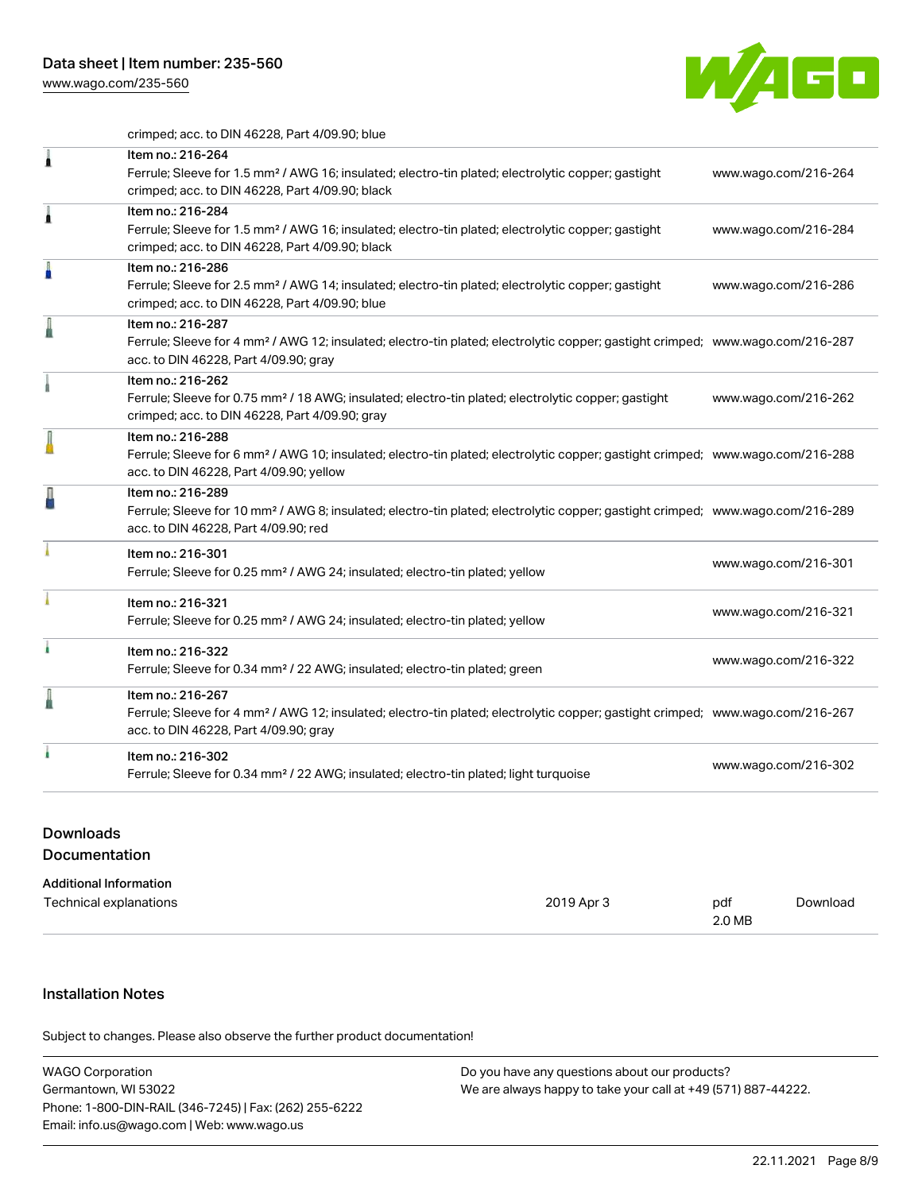crimped; acc. to DIN 46228, Part 4/09.90; blue

| | | |
|---|---|---|
| | Item no.: 216-264<br>Ferrule; Sleeve for 1.5 mm² / AWG 16; insulated; electro-tin plated; electrolytic copper; gastight crimped; acc. to DIN 46228, Part 4/09.90; black | www.wago.com/216-264 |
| | Item no.: 216-284<br>Ferrule; Sleeve for 1.5 mm² / AWG 16; insulated; electro-tin plated; electrolytic copper; gastight crimped; acc. to DIN 46228, Part 4/09.90; black | www.wago.com/216-284 |
| | Item no.: 216-286<br>Ferrule; Sleeve for 2.5 mm² / AWG 14; insulated; electro-tin plated; electrolytic copper; gastight crimped; acc. to DIN 46228, Part 4/09.90; blue | www.wago.com/216-286 |
| | Item no.: 216-287<br>Ferrule; Sleeve for 4 mm² / AWG 12; insulated; electro-tin plated; electrolytic copper; gastight crimped; acc. to DIN 46228, Part 4/09.90; gray | www.wago.com/216-287 |
| | Item no.: 216-262<br>Ferrule; Sleeve for 0.75 mm² / 18 AWG; insulated; electro-tin plated; electrolytic copper; gastight crimped; acc. to DIN 46228, Part 4/09.90; gray | www.wago.com/216-262 |
| | Item no.: 216-288<br>Ferrule; Sleeve for 6 mm² / AWG 10; insulated; electro-tin plated; electrolytic copper; gastight crimped; acc. to DIN 46228, Part 4/09.90; yellow | www.wago.com/216-288 |
| | Item no.: 216-289<br>Ferrule; Sleeve for 10 mm² / AWG 8; insulated; electro-tin plated; electrolytic copper; gastight crimped; acc. to DIN 46228, Part 4/09.90; red | www.wago.com/216-289 |
| | Item no.: 216-301<br>Ferrule; Sleeve for 0.25 mm² / AWG 24; insulated; electro-tin plated; yellow | www.wago.com/216-301 |
| | Item no.: 216-321<br>Ferrule; Sleeve for 0.25 mm² / AWG 24; insulated; electro-tin plated; yellow | www.wago.com/216-321 |
| | Item no.: 216-322<br>Ferrule; Sleeve for 0.34 mm² / 22 AWG; insulated; electro-tin plated; green | www.wago.com/216-322 |
| | Item no.: 216-267<br>Ferrule; Sleeve for 4 mm² / AWG 12; insulated; electro-tin plated; electrolytic copper; gastight crimped; acc. to DIN 46228, Part 4/09.90; gray | www.wago.com/216-267 |
| | Item no.: 216-302<br>Ferrule; Sleeve for 0.34 mm² / 22 AWG; insulated; electro-tin plated; light turquoise | www.wago.com/216-302 |

## Downloads

### Documentation

**Additional Information**

| | | | |
|---|---|---|---|
| Technical explanations | 2019 Apr 3 | pdf<br>2.0 MB | Download |

## Installation Notes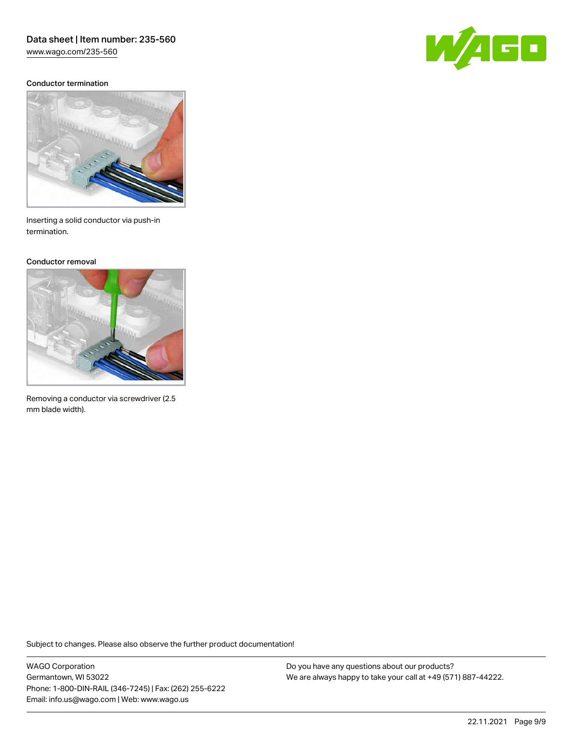Conductor termination

Inserting a solid conductor via push-in termination.

Conductor removal

Removing a conductor via screwdriver (2.5 mm blade width).

Subject to changes. Please also observe the further product documentation!

WAGO Corporation
Germantown, WI 53022
Phone: 1-800-DIN-RAIL (346-7245) | Fax: (262) 255-6222
Email: info.us@wago.com | Web: www.wago.us

Do you have any questions about our products?
We are always happy to take your call at +49 (571) 887-44222.